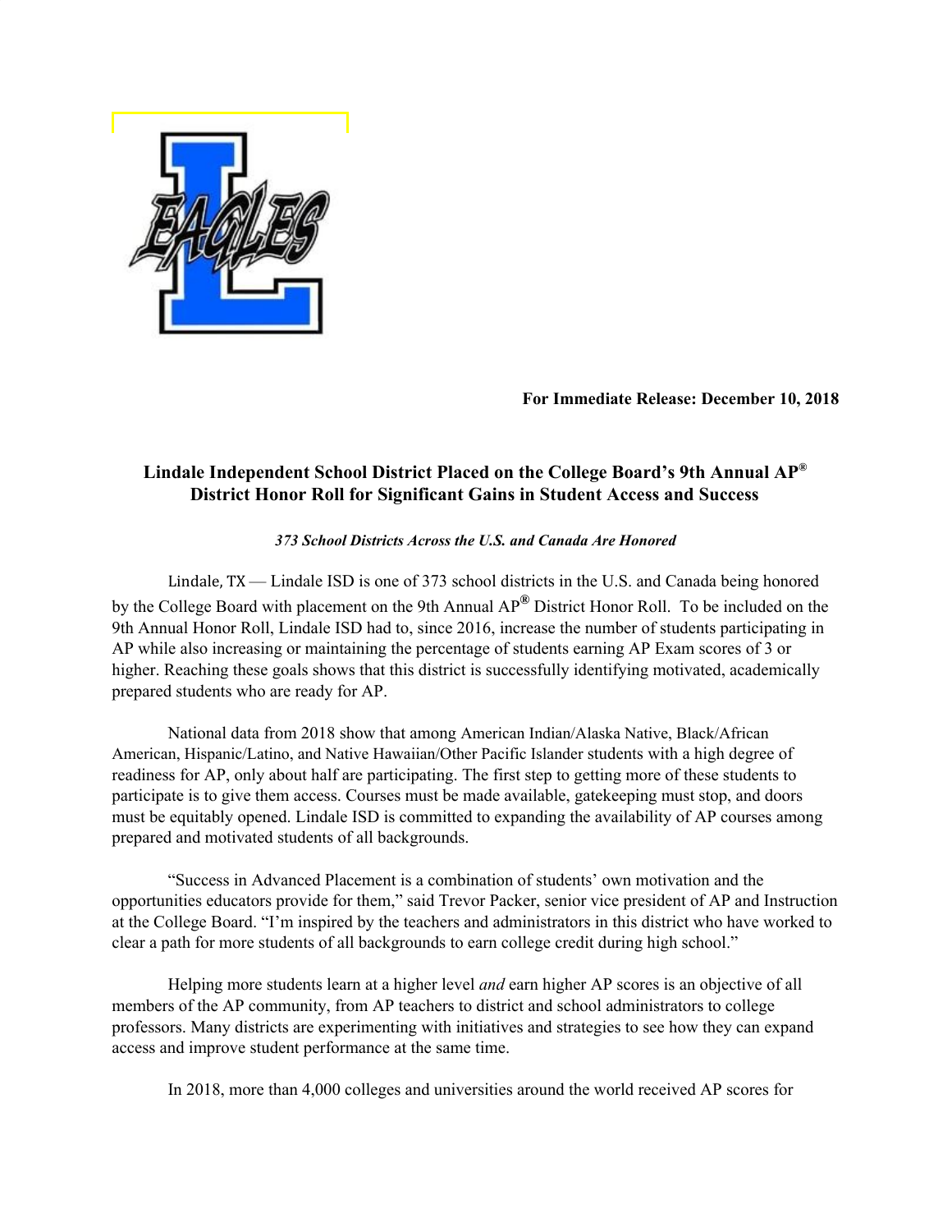**For Immediate Release: December 10, 2018**

## Lindale Independent School District Placed on the College Board's 9th Annual AP® District Honor Roll for Significant Gains in Student Access and Success

***373 School Districts Across the U.S. and Canada Are Honored***

Lindale, TX — Lindale ISD is one of 373 school districts in the U.S. and Canada being honored by the College Board with placement on the 9th Annual AP® District Honor Roll. To be included on the 9th Annual Honor Roll, Lindale ISD had to, since 2016, increase the number of students participating in AP while also increasing or maintaining the percentage of students earning AP Exam scores of 3 or higher. Reaching these goals shows that this district is successfully identifying motivated, academically prepared students who are ready for AP.

National data from 2018 show that among American Indian/Alaska Native, Black/African American, Hispanic/Latino, and Native Hawaiian/Other Pacific Islander students with a high degree of readiness for AP, only about half are participating. The first step to getting more of these students to participate is to give them access. Courses must be made available, gatekeeping must stop, and doors must be equitably opened. Lindale ISD is committed to expanding the availability of AP courses among prepared and motivated students of all backgrounds.

"Success in Advanced Placement is a combination of students' own motivation and the opportunities educators provide for them," said Trevor Packer, senior vice president of AP and Instruction at the College Board. "I'm inspired by the teachers and administrators in this district who have worked to clear a path for more students of all backgrounds to earn college credit during high school."

Helping more students learn at a higher level *and* earn higher AP scores is an objective of all members of the AP community, from AP teachers to district and school administrators to college professors. Many districts are experimenting with initiatives and strategies to see how they can expand access and improve student performance at the same time.

In 2018, more than 4,000 colleges and universities around the world received AP scores for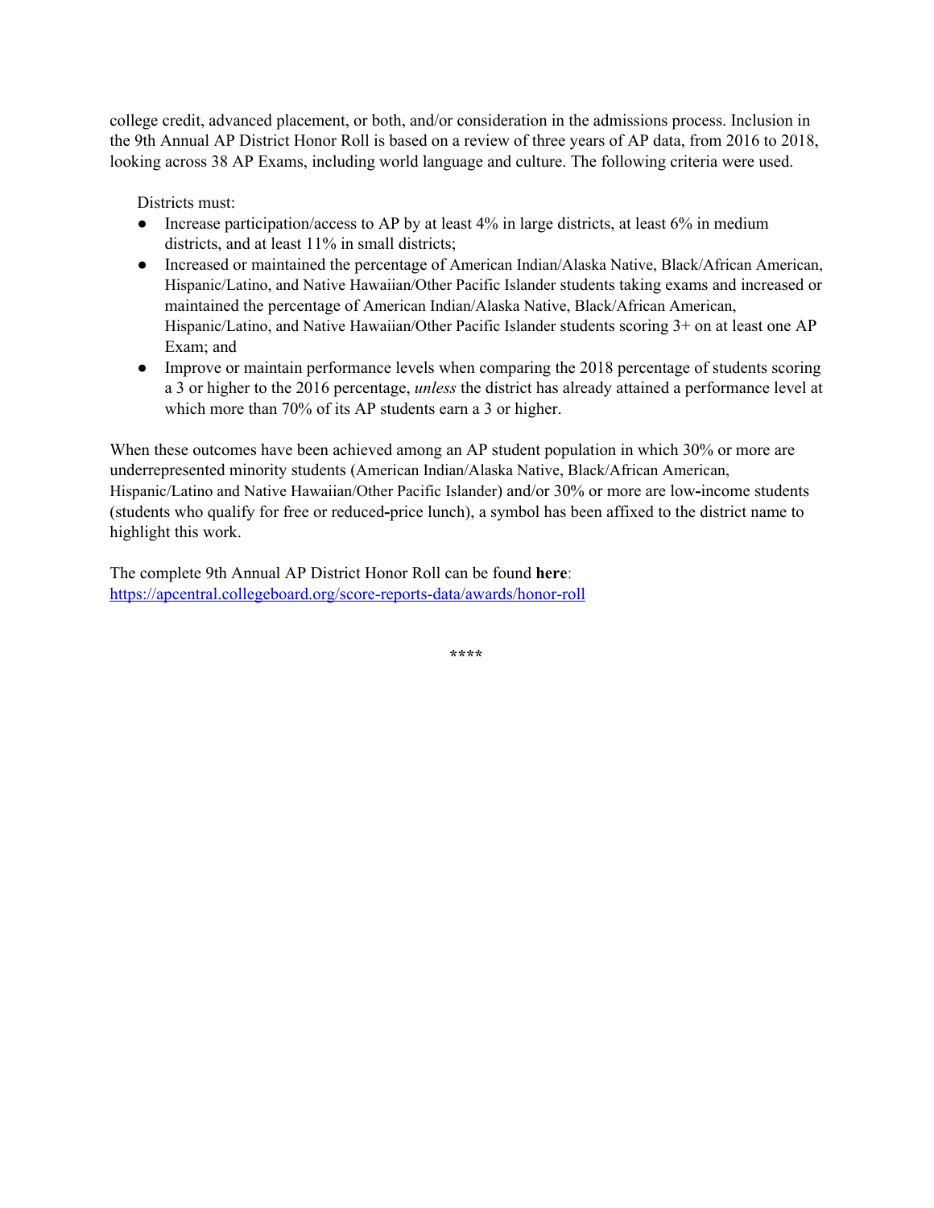college credit, advanced placement, or both, and/or consideration in the admissions process. Inclusion in the 9th Annual AP District Honor Roll is based on a review of three years of AP data, from 2016 to 2018, looking across 38 AP Exams, including world language and culture. The following criteria were used.

Districts must:

- Increase participation/access to AP by at least 4% in large districts, at least 6% in medium districts, and at least 11% in small districts;
- Increased or maintained the percentage of American Indian/Alaska Native, Black/African American, Hispanic/Latino, and Native Hawaiian/Other Pacific Islander students taking exams and increased or maintained the percentage of American Indian/Alaska Native, Black/African American, Hispanic/Latino, and Native Hawaiian/Other Pacific Islander students scoring 3+ on at least one AP Exam; and
- Improve or maintain performance levels when comparing the 2018 percentage of students scoring a 3 or higher to the 2016 percentage, *unless* the district has already attained a performance level at which more than 70% of its AP students earn a 3 or higher.

When these outcomes have been achieved among an AP student population in which 30% or more are underrepresented minority students (American Indian/Alaska Native, Black/African American, Hispanic/Latino and Native Hawaiian/Other Pacific Islander) and/or 30% or more are low-income students (students who qualify for free or reduced-price lunch), a symbol has been affixed to the district name to highlight this work.

The complete 9th Annual AP District Honor Roll can be found **here**: [https://apcentral.collegeboard.org/score-reports-data/awards/honor-roll](https://apcentral.collegeboard.org/score-reports-data/awards/honor-roll)

****